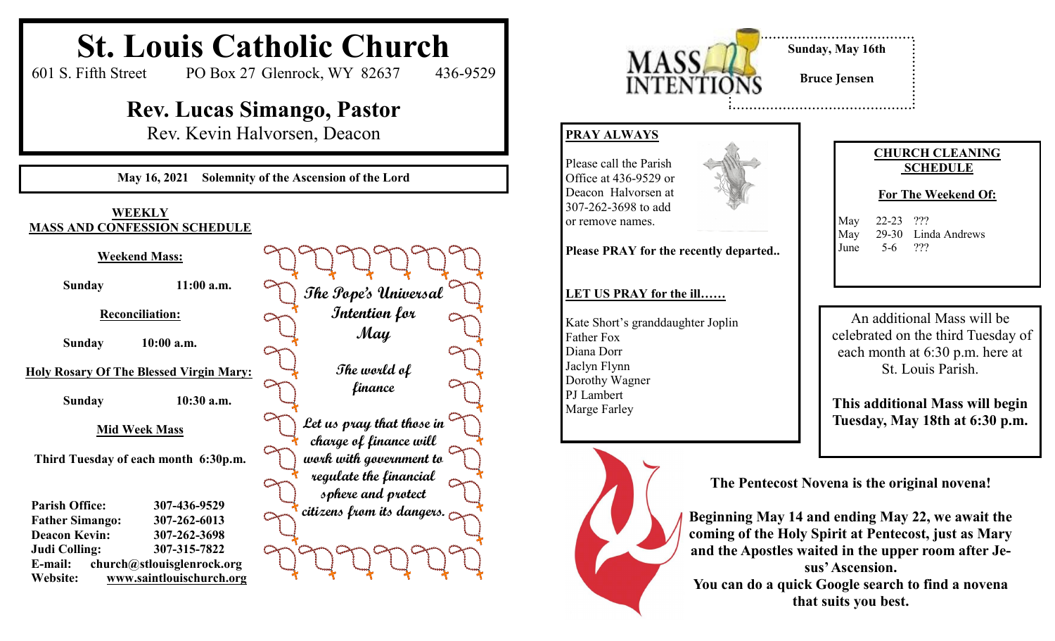# St. Louis Catholic Church

601 S. Fifth Street PO Box 27 Glenrock, WY 82637 436-9529

## Rev. Lucas Simango, Pastor

Rev. Kevin Halvorsen, Deacon

**May 16, 2021 Solemnity of the Ascension of the Lord**

**WEEKLY MASS AND CONFESSION SCHEDULE**

**Weekend Mass:**

**Sunday 11:00 a.m.**

**Reconciliation:**

**Sunday 10:00 a.m.**

**Holy Rosary Of The Blessed Virgin Mary:**

**Sunday 10:30 a.m.**

**Mid Week Mass**

**Third Tuesday of each month 6:30p.m.**

**Parish Office:** 307-436-9529
**Father Simango:** 307-262-6013
**Deacon Kevin:** 307-262-3698
**Judi Colling:** 307-315-7822
**E-mail:** church@stlouisglenrock.org
**Website:** www.saintlouischurch.org

*The Pope's Universal Intention for May*

*The world of finance*

*Let us pray that those in charge of finance will work with government to regulate the financial sphere and protect citizens from its dangers.*

**MASS INTENTIONS**

**Sunday, May 16th**

**Bruce Jensen**

**PRAY ALWAYS**

Please call the Parish Office at 436-9529 or Deacon Halvorsen at 307-262-3698 to add or remove names.

**Please PRAY for the recently departed..**

**LET US PRAY for the ill……**

Kate Short's granddaughter Joplin
Father Fox
Diana Dorr
Jaclyn Flynn
Dorothy Wagner
PJ Lambert
Marge Farley

**CHURCH CLEANING SCHEDULE**

**For The Weekend Of:**

| | | |
|---|---|---|
| May | 22-23 | ??? |
| May | 29-30 | Linda Andrews |
| June | 5-6 | ??? |

An additional Mass will be celebrated on the third Tuesday of each month at 6:30 p.m. here at St. Louis Parish.

**This additional Mass will begin Tuesday, May 18th at 6:30 p.m.**

**The Pentecost Novena is the original novena!**

**Beginning May 14 and ending May 22, we await the coming of the Holy Spirit at Pentecost, just as Mary and the Apostles waited in the upper room after Jesus' Ascension.**
**You can do a quick Google search to find a novena that suits you best.**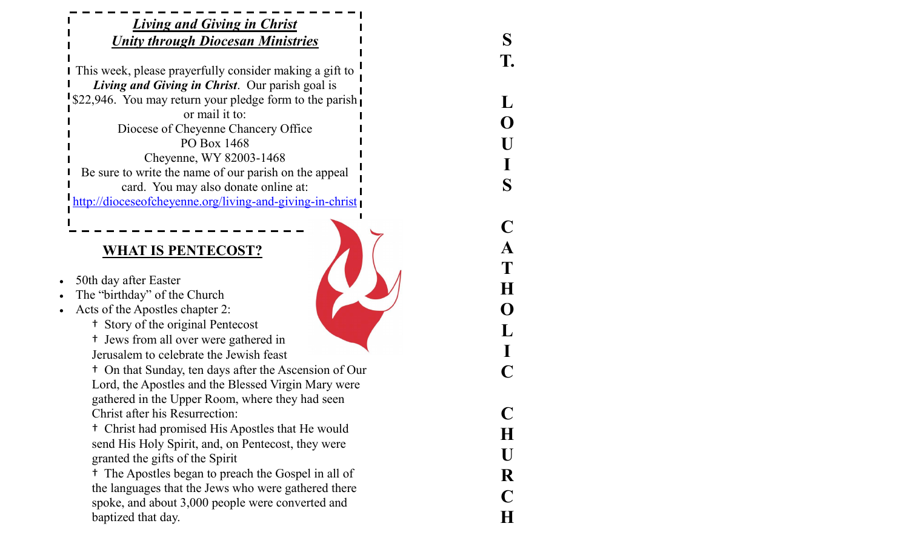## ***Living and Giving in Christ***
## ***Unity through Diocesan Ministries***

This week, please prayerfully consider making a gift to ***Living and Giving in Christ***. Our parish goal is $22,946. You may return your pledge form to the parish or mail it to:

Diocese of Cheyenne Chancery Office
PO Box 1468
Cheyenne, WY 82003-1468

Be sure to write the name of our parish on the appeal card. You may also donate online at:
http://dioceseofcheyenne.org/living-and-giving-in-christ

## WHAT IS PENTECOST?

- 50th day after Easter
- The "birthday" of the Church
- Acts of the Apostles chapter 2:
  - † Story of the original Pentecost
  - † Jews from all over were gathered in Jerusalem to celebrate the Jewish feast
  - † On that Sunday, ten days after the Ascension of Our Lord, the Apostles and the Blessed Virgin Mary were gathered in the Upper Room, where they had seen Christ after his Resurrection:
  - † Christ had promised His Apostles that He would send His Holy Spirit, and, on Pentecost, they were granted the gifts of the Spirit
  - † The Apostles began to preach the Gospel in all of the languages that the Jews who were gathered there spoke, and about 3,000 people were converted and baptized that day.

**ST. LOUIS CATHOLIC CHURCH**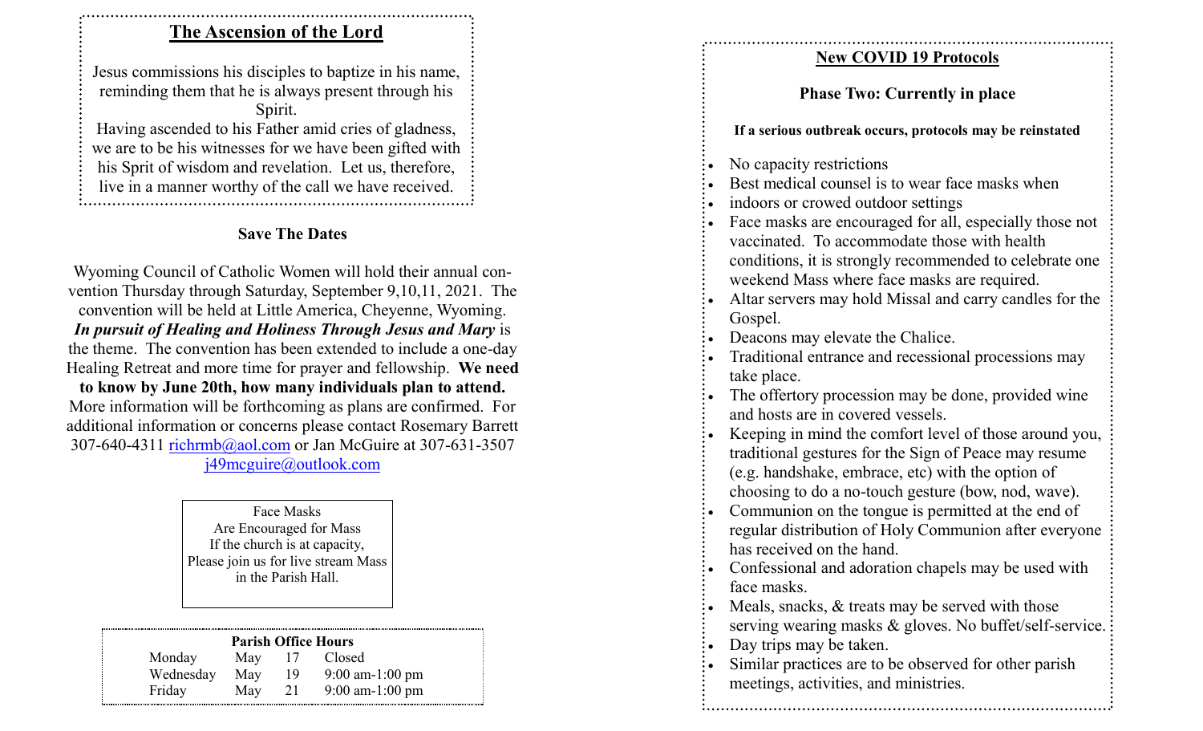## The Ascension of the Lord

Jesus commissions his disciples to baptize in his name, reminding them that he is always present through his Spirit.
Having ascended to his Father amid cries of gladness, we are to be his witnesses for we have been gifted with his Sprit of wisdom and revelation. Let us, therefore, live in a manner worthy of the call we have received.

### Save The Dates

Wyoming Council of Catholic Women will hold their annual convention Thursday through Saturday, September 9,10,11, 2021. The convention will be held at Little America, Cheyenne, Wyoming. ***In pursuit of Healing and Holiness Through Jesus and Mary*** is the theme. The convention has been extended to include a one-day Healing Retreat and more time for prayer and fellowship. **We need to know by June 20th, how many individuals plan to attend.** More information will be forthcoming as plans are confirmed. For additional information or concerns please contact Rosemary Barrett 307-640-4311 richrmb@aol.com or Jan McGuire at 307-631-3507 j49mcguire@outlook.com

Face Masks
Are Encouraged for Mass
If the church is at capacity,
Please join us for live stream Mass
in the Parish Hall.

**Parish Office Hours**

| | | | |
|---|---|---|---|
| Monday | May | 17 | Closed |
| Wednesday | May | 19 | 9:00 am-1:00 pm |
| Friday | May | 21 | 9:00 am-1:00 pm |

## New COVID 19 Protocols

### Phase Two: Currently in place

**If a serious outbreak occurs, protocols may be reinstated**

- No capacity restrictions
- Best medical counsel is to wear face masks when
- indoors or crowed outdoor settings
- Face masks are encouraged for all, especially those not vaccinated. To accommodate those with health conditions, it is strongly recommended to celebrate one weekend Mass where face masks are required.
- Altar servers may hold Missal and carry candles for the Gospel.
- Deacons may elevate the Chalice.
- Traditional entrance and recessional processions may take place.
- The offertory procession may be done, provided wine and hosts are in covered vessels.
- Keeping in mind the comfort level of those around you, traditional gestures for the Sign of Peace may resume (e.g. handshake, embrace, etc) with the option of choosing to do a no-touch gesture (bow, nod, wave).
- Communion on the tongue is permitted at the end of regular distribution of Holy Communion after everyone has received on the hand.
- Confessional and adoration chapels may be used with face masks.
- Meals, snacks, & treats may be served with those serving wearing masks & gloves. No buffet/self-service.
- Day trips may be taken.
- Similar practices are to be observed for other parish meetings, activities, and ministries.